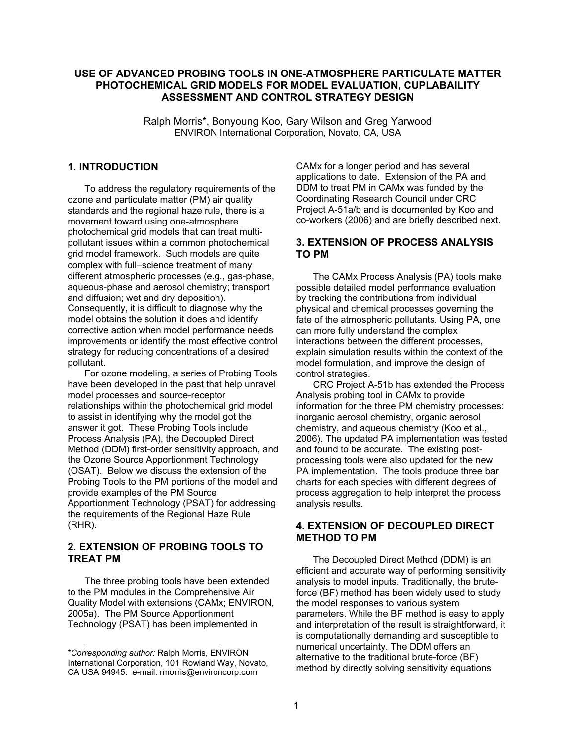# USE OF ADVANCED PROBING TOOLS IN ONE-ATMOSPHERE PARTICULATE MATTER PHOTOCHEMICAL GRID MODELS FOR MODEL EVALUATION, CUPLABAILITY ASSESSMENT AND CONTROL STRATEGY DESIGN

Ralph Morris*, Bonyoung Koo, Gary Wilson and Greg Yarwood
ENVIRON International Corporation, Novato, CA, USA

## 1. INTRODUCTION

To address the regulatory requirements of the ozone and particulate matter (PM) air quality standards and the regional haze rule, there is a movement toward using one-atmosphere photochemical grid models that can treat multi-pollutant issues within a common photochemical grid model framework. Such models are quite complex with full−science treatment of many different atmospheric processes (e.g., gas-phase, aqueous-phase and aerosol chemistry; transport and diffusion; wet and dry deposition). Consequently, it is difficult to diagnose why the model obtains the solution it does and identify corrective action when model performance needs improvements or identify the most effective control strategy for reducing concentrations of a desired pollutant.

For ozone modeling, a series of Probing Tools have been developed in the past that help unravel model processes and source-receptor relationships within the photochemical grid model to assist in identifying why the model got the answer it got. These Probing Tools include Process Analysis (PA), the Decoupled Direct Method (DDM) first-order sensitivity approach, and the Ozone Source Apportionment Technology (OSAT). Below we discuss the extension of the Probing Tools to the PM portions of the model and provide examples of the PM Source Apportionment Technology (PSAT) for addressing the requirements of the Regional Haze Rule (RHR).

## 2. EXTENSION OF PROBING TOOLS TO TREAT PM

The three probing tools have been extended to the PM modules in the Comprehensive Air Quality Model with extensions (CAMx; ENVIRON, 2005a). The PM Source Apportionment Technology (PSAT) has been implemented in CAMx for a longer period and has several applications to date. Extension of the PA and DDM to treat PM in CAMx was funded by the Coordinating Research Council under CRC Project A-51a/b and is documented by Koo and co-workers (2006) and are briefly described next.

## 3. EXTENSION OF PROCESS ANALYSIS TO PM

The CAMx Process Analysis (PA) tools make possible detailed model performance evaluation by tracking the contributions from individual physical and chemical processes governing the fate of the atmospheric pollutants. Using PA, one can more fully understand the complex interactions between the different processes, explain simulation results within the context of the model formulation, and improve the design of control strategies.

CRC Project A-51b has extended the Process Analysis probing tool in CAMx to provide information for the three PM chemistry processes: inorganic aerosol chemistry, organic aerosol chemistry, and aqueous chemistry (Koo et al., 2006). The updated PA implementation was tested and found to be accurate. The existing post-processing tools were also updated for the new PA implementation. The tools produce three bar charts for each species with different degrees of process aggregation to help interpret the process analysis results.

## 4. EXTENSION OF DECOUPLED DIRECT METHOD TO PM

The Decoupled Direct Method (DDM) is an efficient and accurate way of performing sensitivity analysis to model inputs. Traditionally, the brute-force (BF) method has been widely used to study the model responses to various system parameters. While the BF method is easy to apply and interpretation of the result is straightforward, it is computationally demanding and susceptible to numerical uncertainty. The DDM offers an alternative to the traditional brute-force (BF) method by directly solving sensitivity equations

---

\**Corresponding author:* Ralph Morris, ENVIRON International Corporation, 101 Rowland Way, Novato, CA USA 94945. e-mail: rmorris@environcorp.com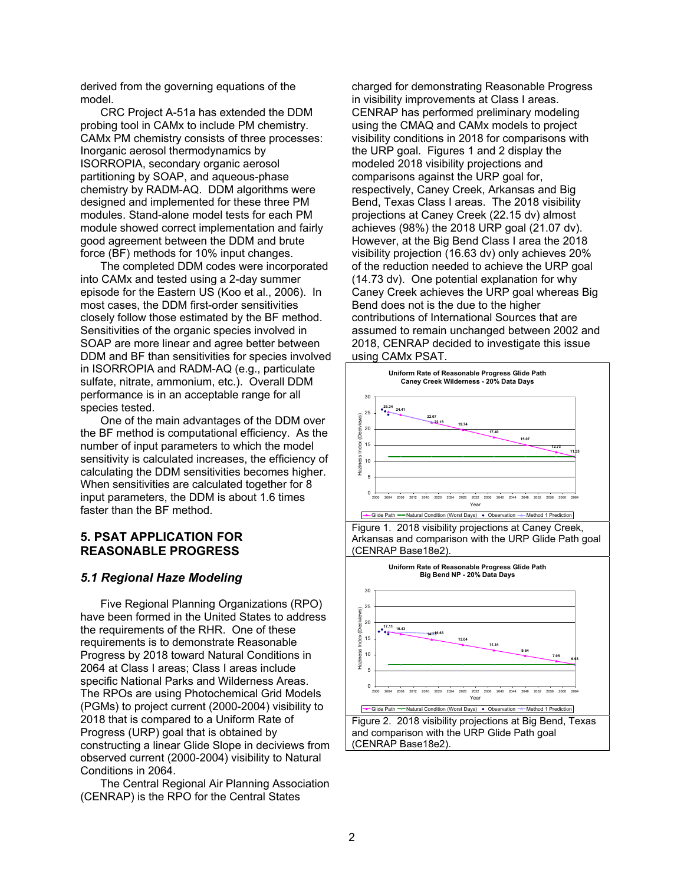derived from the governing equations of the model.

CRC Project A-51a has extended the DDM probing tool in CAMx to include PM chemistry. CAMx PM chemistry consists of three processes: Inorganic aerosol thermodynamics by ISORROPIA, secondary organic aerosol partitioning by SOAP, and aqueous-phase chemistry by RADM-AQ. DDM algorithms were designed and implemented for these three PM modules. Stand-alone model tests for each PM module showed correct implementation and fairly good agreement between the DDM and brute force (BF) methods for 10% input changes.

The completed DDM codes were incorporated into CAMx and tested using a 2-day summer episode for the Eastern US (Koo et al., 2006). In most cases, the DDM first-order sensitivities closely follow those estimated by the BF method. Sensitivities of the organic species involved in SOAP are more linear and agree better between DDM and BF than sensitivities for species involved in ISORROPIA and RADM-AQ (e.g., particulate sulfate, nitrate, ammonium, etc.). Overall DDM performance is in an acceptable range for all species tested.

One of the main advantages of the DDM over the BF method is computational efficiency. As the number of input parameters to which the model sensitivity is calculated increases, the efficiency of calculating the DDM sensitivities becomes higher. When sensitivities are calculated together for 8 input parameters, the DDM is about 1.6 times faster than the BF method.

## 5. PSAT APPLICATION FOR REASONABLE PROGRESS

### *5.1 Regional Haze Modeling*

Five Regional Planning Organizations (RPO) have been formed in the United States to address the requirements of the RHR. One of these requirements is to demonstrate Reasonable Progress by 2018 toward Natural Conditions in 2064 at Class I areas; Class I areas include specific National Parks and Wilderness Areas. The RPOs are using Photochemical Grid Models (PGMs) to project current (2000-2004) visibility to 2018 that is compared to a Uniform Rate of Progress (URP) goal that is obtained by constructing a linear Glide Slope in deciviews from observed current (2000-2004) visibility to Natural Conditions in 2064.

The Central Regional Air Planning Association (CENRAP) is the RPO for the Central States charged for demonstrating Reasonable Progress in visibility improvements at Class I areas. CENRAP has performed preliminary modeling using the CMAQ and CAMx models to project visibility conditions in 2018 for comparisons with the URP goal. Figures 1 and 2 display the modeled 2018 visibility projections and comparisons against the URP goal for, respectively, Caney Creek, Arkansas and Big Bend, Texas Class I areas. The 2018 visibility projections at Caney Creek (22.15 dv) almost achieves (98%) the 2018 URP goal (21.07 dv). However, at the Big Bend Class I area the 2018 visibility projection (16.63 dv) only achieves 20% of the reduction needed to achieve the URP goal (14.73 dv). One potential explanation for why Caney Creek achieves the URP goal whereas Big Bend does not is the due to the higher contributions of International Sources that are assumed to remain unchanged between 2002 and 2018, CENRAP decided to investigate this issue using CAMx PSAT.

Figure 1. 2018 visibility projections at Caney Creek, Arkansas and comparison with the URP Glide Path goal (CENRAP Base18e2).

Figure 2. 2018 visibility projections at Big Bend, Texas and comparison with the URP Glide Path goal (CENRAP Base18e2).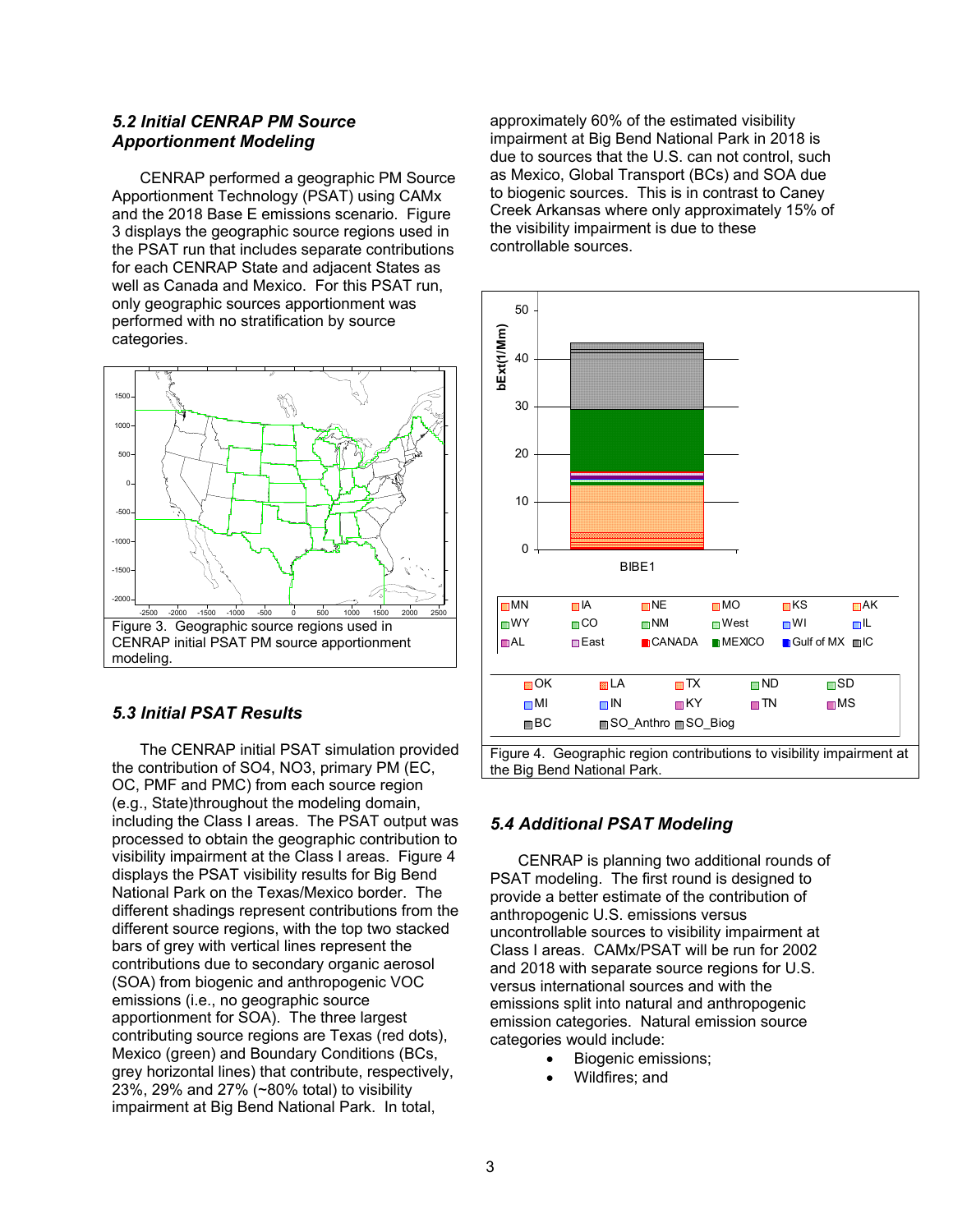### *5.2 Initial CENRAP PM Source Apportionment Modeling*

CENRAP performed a geographic PM Source Apportionment Technology (PSAT) using CAMx and the 2018 Base E emissions scenario. Figure 3 displays the geographic source regions used in the PSAT run that includes separate contributions for each CENRAP State and adjacent States as well as Canada and Mexico. For this PSAT run, only geographic sources apportionment was performed with no stratification by source categories.

Figure 3. Geographic source regions used in CENRAP initial PSAT PM source apportionment modeling.

### *5.3 Initial PSAT Results*

The CENRAP initial PSAT simulation provided the contribution of SO4, NO3, primary PM (EC, OC, PMF and PMC) from each source region (e.g., State)throughout the modeling domain, including the Class I areas. The PSAT output was processed to obtain the geographic contribution to visibility impairment at the Class I areas. Figure 4 displays the PSAT visibility results for Big Bend National Park on the Texas/Mexico border. The different shadings represent contributions from the different source regions, with the top two stacked bars of grey with vertical lines represent the contributions due to secondary organic aerosol (SOA) from biogenic and anthropogenic VOC emissions (i.e., no geographic source apportionment for SOA). The three largest contributing source regions are Texas (red dots), Mexico (green) and Boundary Conditions (BCs, grey horizontal lines) that contribute, respectively, 23%, 29% and 27% (~80% total) to visibility impairment at Big Bend National Park. In total, approximately 60% of the estimated visibility impairment at Big Bend National Park in 2018 is due to sources that the U.S. can not control, such as Mexico, Global Transport (BCs) and SOA due to biogenic sources. This is in contrast to Caney Creek Arkansas where only approximately 15% of the visibility impairment is due to these controllable sources.

Figure 4. Geographic region contributions to visibility impairment at the Big Bend National Park.

### *5.4 Additional PSAT Modeling*

CENRAP is planning two additional rounds of PSAT modeling. The first round is designed to provide a better estimate of the contribution of anthropogenic U.S. emissions versus uncontrollable sources to visibility impairment at Class I areas. CAMx/PSAT will be run for 2002 and 2018 with separate source regions for U.S. versus international sources and with the emissions split into natural and anthropogenic emission categories. Natural emission source categories would include:

- Biogenic emissions;
- Wildfires; and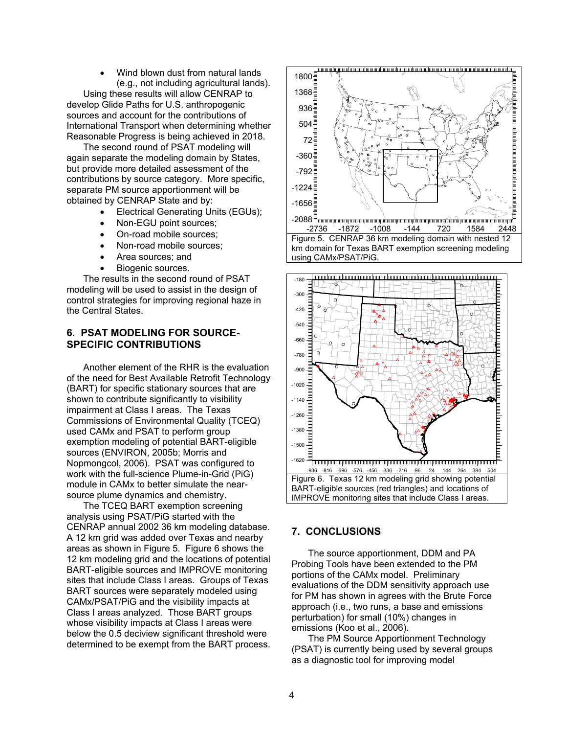- Wind blown dust from natural lands (e.g., not including agricultural lands).

Using these results will allow CENRAP to develop Glide Paths for U.S. anthropogenic sources and account for the contributions of International Transport when determining whether Reasonable Progress is being achieved in 2018.

The second round of PSAT modeling will again separate the modeling domain by States, but provide more detailed assessment of the contributions by source category. More specific, separate PM source apportionment will be obtained by CENRAP State and by:

- Electrical Generating Units (EGUs);
- Non-EGU point sources;
- On-road mobile sources;
- Non-road mobile sources;
- Area sources; and
- Biogenic sources.

The results in the second round of PSAT modeling will be used to assist in the design of control strategies for improving regional haze in the Central States.

## 6. PSAT MODELING FOR SOURCE-SPECIFIC CONTRIBUTIONS

Another element of the RHR is the evaluation of the need for Best Available Retrofit Technology (BART) for specific stationary sources that are shown to contribute significantly to visibility impairment at Class I areas. The Texas Commissions of Environmental Quality (TCEQ) used CAMx and PSAT to perform group exemption modeling of potential BART-eligible sources (ENVIRON, 2005b; Morris and Nopmongcol, 2006). PSAT was configured to work with the full-science Plume-in-Grid (PiG) module in CAMx to better simulate the near-source plume dynamics and chemistry.

The TCEQ BART exemption screening analysis using PSAT/PiG started with the CENRAP annual 2002 36 km modeling database. A 12 km grid was added over Texas and nearby areas as shown in Figure 5. Figure 6 shows the 12 km modeling grid and the locations of potential BART-eligible sources and IMPROVE monitoring sites that include Class I areas. Groups of Texas BART sources were separately modeled using CAMx/PSAT/PiG and the visibility impacts at Class I areas analyzed. Those BART groups whose visibility impacts at Class I areas were below the 0.5 deciview significant threshold were determined to be exempt from the BART process.

Figure 5. CENRAP 36 km modeling domain with nested 12 km domain for Texas BART exemption screening modeling using CAMx/PSAT/PiG.

Figure 6. Texas 12 km modeling grid showing potential BART-eligible sources (red triangles) and locations of IMPROVE monitoring sites that include Class I areas.

## 7. CONCLUSIONS

The source apportionment, DDM and PA Probing Tools have been extended to the PM portions of the CAMx model. Preliminary evaluations of the DDM sensitivity approach use for PM has shown in agrees with the Brute Force approach (i.e., two runs, a base and emissions perturbation) for small (10%) changes in emissions (Koo et al., 2006).

The PM Source Apportionment Technology (PSAT) is currently being used by several groups as a diagnostic tool for improving model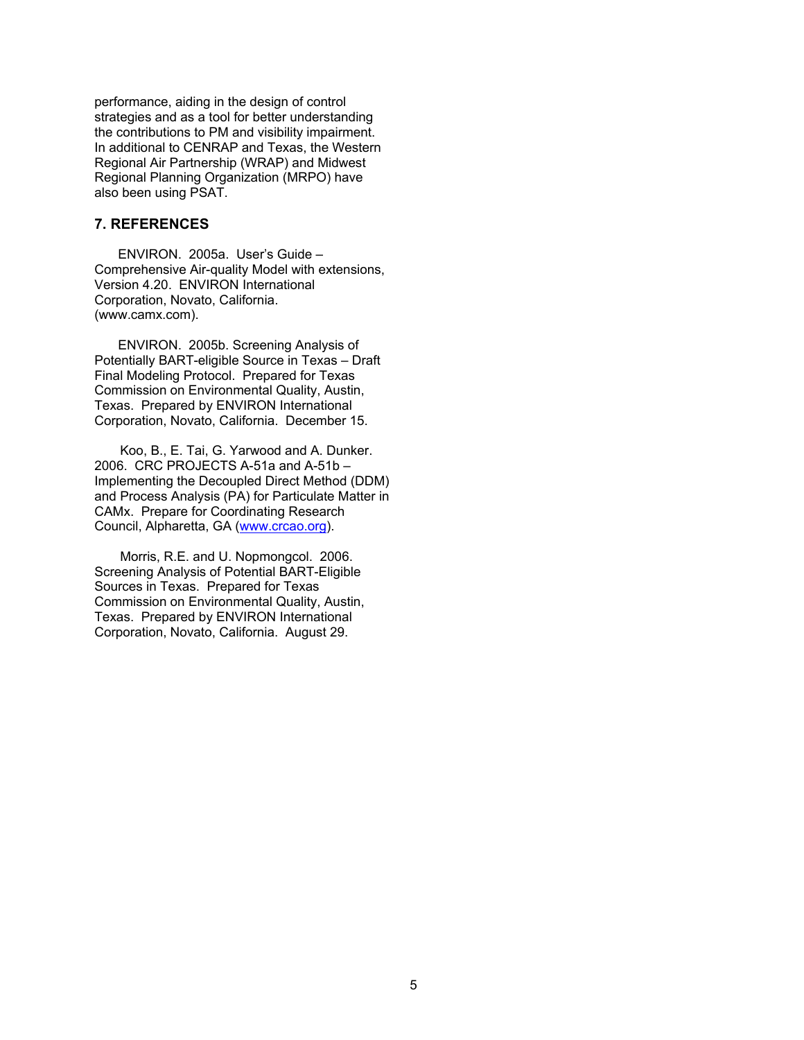performance, aiding in the design of control strategies and as a tool for better understanding the contributions to PM and visibility impairment. In additional to CENRAP and Texas, the Western Regional Air Partnership (WRAP) and Midwest Regional Planning Organization (MRPO) have also been using PSAT.

## 7. REFERENCES

ENVIRON. 2005a. User's Guide – Comprehensive Air-quality Model with extensions, Version 4.20. ENVIRON International Corporation, Novato, California. (www.camx.com).

ENVIRON. 2005b. Screening Analysis of Potentially BART-eligible Source in Texas – Draft Final Modeling Protocol. Prepared for Texas Commission on Environmental Quality, Austin, Texas. Prepared by ENVIRON International Corporation, Novato, California. December 15.

Koo, B., E. Tai, G. Yarwood and A. Dunker. 2006. CRC PROJECTS A-51a and A-51b – Implementing the Decoupled Direct Method (DDM) and Process Analysis (PA) for Particulate Matter in CAMx. Prepare for Coordinating Research Council, Alpharetta, GA (www.crcao.org).

Morris, R.E. and U. Nopmongcol. 2006. Screening Analysis of Potential BART-Eligible Sources in Texas. Prepared for Texas Commission on Environmental Quality, Austin, Texas. Prepared by ENVIRON International Corporation, Novato, California. August 29.